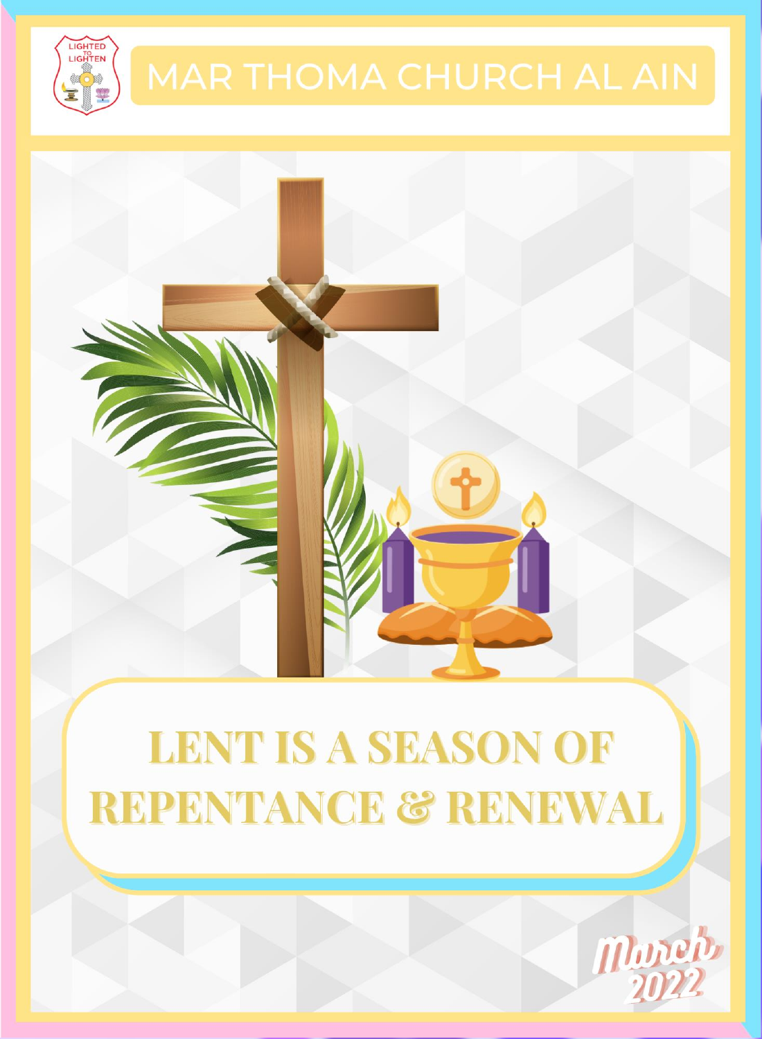LIGHTED TO LIGHTEN

# MAR THOMA CHURCH AL AIN

## LENT IS A SEASON OF REPENTANCE & RENEWAL

March 2022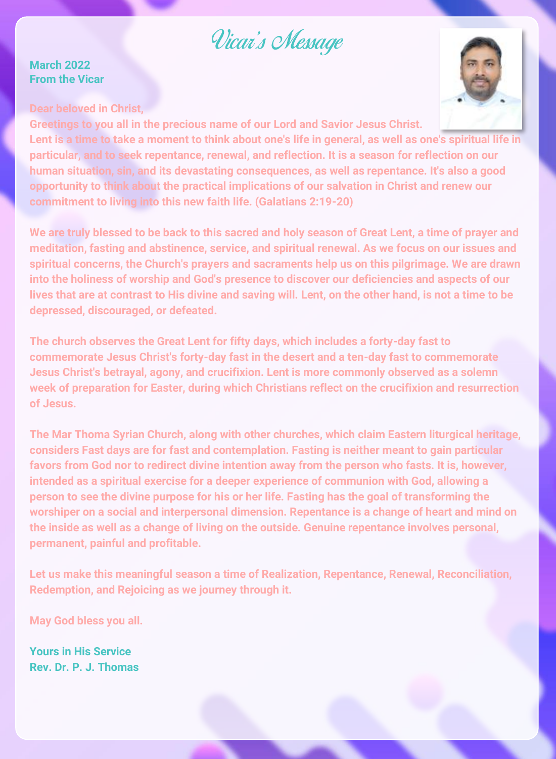# Vicar's Message

**March 2022**
**From the Vicar**

**Dear beloved in Christ,**
**Greetings to you all in the precious name of our Lord and Savior Jesus Christ.**
**Lent is a time to take a moment to think about one's life in general, as well as one's spiritual life in particular, and to seek repentance, renewal, and reflection. It is a season for reflection on our human situation, sin, and its devastating consequences, as well as repentance. It's also a good opportunity to think about the practical implications of our salvation in Christ and renew our commitment to living into this new faith life. (Galatians 2:19-20)**

**We are truly blessed to be back to this sacred and holy season of Great Lent, a time of prayer and meditation, fasting and abstinence, service, and spiritual renewal. As we focus on our issues and spiritual concerns, the Church's prayers and sacraments help us on this pilgrimage. We are drawn into the holiness of worship and God's presence to discover our deficiencies and aspects of our lives that are at contrast to His divine and saving will. Lent, on the other hand, is not a time to be depressed, discouraged, or defeated.**

**The church observes the Great Lent for fifty days, which includes a forty-day fast to commemorate Jesus Christ's forty-day fast in the desert and a ten-day fast to commemorate Jesus Christ's betrayal, agony, and crucifixion. Lent is more commonly observed as a solemn week of preparation for Easter, during which Christians reflect on the crucifixion and resurrection of Jesus.**

**The Mar Thoma Syrian Church, along with other churches, which claim Eastern liturgical heritage, considers Fast days are for fast and contemplation. Fasting is neither meant to gain particular favors from God nor to redirect divine intention away from the person who fasts. It is, however, intended as a spiritual exercise for a deeper experience of communion with God, allowing a person to see the divine purpose for his or her life. Fasting has the goal of transforming the worshiper on a social and interpersonal dimension. Repentance is a change of heart and mind on the inside as well as a change of living on the outside. Genuine repentance involves personal, permanent, painful and profitable.**

**Let us make this meaningful season a time of Realization, Repentance, Renewal, Reconciliation, Redemption, and Rejoicing as we journey through it.**

**May God bless you all.**

**Yours in His Service**
**Rev. Dr. P. J. Thomas**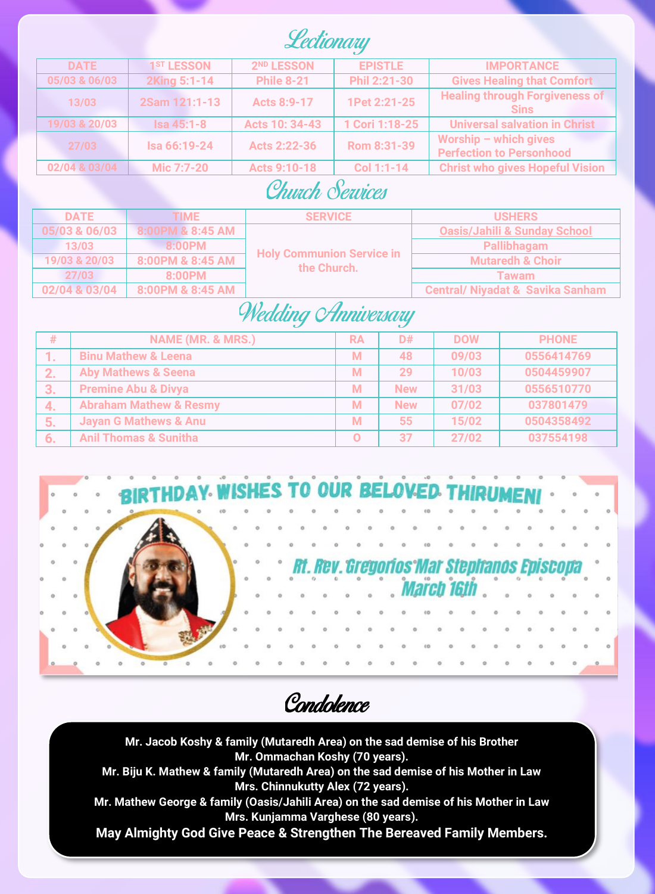## Lectionary

| DATE | 1ST LESSON | 2ND LESSON | EPISTLE | IMPORTANCE |
|---|---|---|---|---|
| 05/03 & 06/03 | 2King 5:1-14 | Phile 8-21 | Phil 2:21-30 | Gives Healing that Comfort |
| 13/03 | 2Sam 121:1-13 | Acts 8:9-17 | 1Pet 2:21-25 | Healing through Forgiveness of Sins |
| 19/03 & 20/03 | Isa 45:1-8 | Acts 10: 34-43 | 1 Cori 1:18-25 | Universal salvation in Christ |
| 27/03 | Isa 66:19-24 | Acts 2:22-36 | Rom 8:31-39 | Worship – which gives Perfection to Personhood |
| 02/04 & 03/04 | Mic 7:7-20 | Acts 9:10-18 | Col 1:1-14 | Christ who gives Hopeful Vision |

## Church Services

| DATE | TIME | SERVICE | USHERS |
|---|---|---|---|
| 05/03 & 06/03 | 8:00PM & 8:45 AM | Holy Communion Service in the Church. | Oasis/Jahili & Sunday School |
| 13/03 | 8:00PM | | Pallibhagam |
| 19/03 & 20/03 | 8:00PM & 8:45 AM | | Mutaredh & Choir |
| 27/03 | 8:00PM | | Tawam |
| 02/04 & 03/04 | 8:00PM & 8:45 AM | | Central/ Niyadat & Savika Sanham |

## Wedding Anniversary

| # | NAME (MR. & MRS.) | RA | D# | DOW | PHONE |
|---|---|---|---|---|---|
| 1. | Binu Mathew & Leena | M | 48 | 09/03 | 0556414769 |
| 2. | Aby Mathews & Seena | M | 29 | 10/03 | 0504459907 |
| 3. | Premine Abu & Divya | M | New | 31/03 | 0556510770 |
| 4. | Abraham Mathew & Resmy | M | New | 07/02 | 037801479 |
| 5. | Jayan G Mathews & Anu | M | 55 | 15/02 | 0504358492 |
| 6. | Anil Thomas & Sunitha | O | 37 | 27/02 | 037554198 |

## BIRTHDAY WISHES TO OUR BELOVED THIRUMENI

Rt. Rev. Gregorios Mar Stephanos Episcopa
March 16th

## Condolence

Mr. Jacob Koshy & family (Mutaredh Area) on the sad demise of his Brother Mr. Ommachan Koshy (70 years).

Mr. Biju K. Mathew & family (Mutaredh Area) on the sad demise of his Mother in Law Mrs. Chinnukutty Alex (72 years).

Mr. Mathew George & family (Oasis/Jahili Area) on the sad demise of his Mother in Law Mrs. Kunjamma Varghese (80 years).

**May Almighty God Give Peace & Strengthen The Bereaved Family Members.**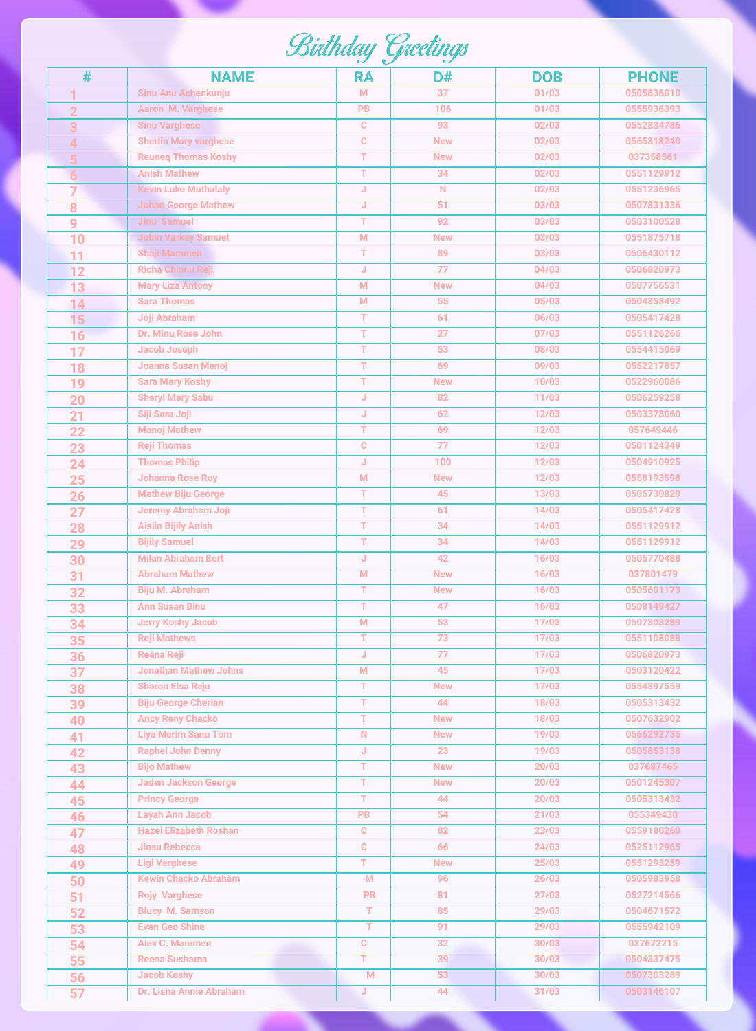# Birthday Greetings

| # | NAME | RA | D# | DOB | PHONE |
|---|---|---|---|---|---|
| 1 | Sinu Anu Achenkunju | M | 37 | 01/03 | 0505836010 |
| 2 | Aaron M. Varghese | PB | 106 | 01/03 | 0555936393 |
| 3 | Sinu Varghese | C | 93 | 02/03 | 0552834786 |
| 4 | Sherlin Mary varghese | C | New | 02/03 | 0565818240 |
| 5 | Reuneq Thomas Koshy | T | New | 02/03 | 037358561 |
| 6 | Anish Mathew | T | 34 | 02/03 | 0551129912 |
| 7 | Kevin Luke Muthalaly | J | N | 02/03 | 0551236965 |
| 8 | Johan George Mathew | J | 51 | 03/03 | 0507831336 |
| 9 | Jinu Samuel | T | 92 | 03/03 | 0503100528 |
| 10 | Jobin Varkey Samuel | M | New | 03/03 | 0551875718 |
| 11 | Shaji Mammen | T | 89 | 03/03 | 0506430112 |
| 12 | Richa Chinnu Reji | J | 77 | 04/03 | 0506820973 |
| 13 | Mary Liza Antony | M | New | 04/03 | 0507756531 |
| 14 | Sara Thomas | M | 55 | 05/03 | 0504358492 |
| 15 | Joji Abraham | T | 61 | 06/03 | 0505417428 |
| 16 | Dr. Minu Rose John | T | 27 | 07/03 | 0551126266 |
| 17 | Jacob Joseph | T | 53 | 08/03 | 0554415069 |
| 18 | Joanna Susan Manoj | T | 69 | 09/03 | 0552217857 |
| 19 | Sara Mary Koshy | T | New | 10/03 | 0522960086 |
| 20 | Sheryl Mary Sabu | J | 82 | 11/03 | 0506259258 |
| 21 | Siji Sara Joji | J | 62 | 12/03 | 0503378060 |
| 22 | Manoj Mathew | T | 69 | 12/03 | 057649446 |
| 23 | Reji Thomas | C | 77 | 12/03 | 0501124349 |
| 24 | Thomas Philip | J | 100 | 12/03 | 0504910925 |
| 25 | Johanna Rose Roy | M | New | 12/03 | 0558193598 |
| 26 | Mathew Biju George | T | 45 | 13/03 | 0505730829 |
| 27 | Jeremy Abraham Joji | T | 61 | 14/03 | 0505417428 |
| 28 | Aislin Bijily Anish | T | 34 | 14/03 | 0551129912 |
| 29 | Bijily Samuel | T | 34 | 14/03 | 0551129912 |
| 30 | Milan Abraham Bert | J | 42 | 16/03 | 0505770488 |
| 31 | Abraham Mathew | M | New | 16/03 | 037801479 |
| 32 | Biju M. Abraham | T | New | 16/03 | 0505601173 |
| 33 | Ann Susan Binu | T | 47 | 16/03 | 0508149427 |
| 34 | Jerry Koshy Jacob | M | 53 | 17/03 | 0507303289 |
| 35 | Reji Mathews | T | 73 | 17/03 | 0551108088 |
| 36 | Reena Reji | J | 77 | 17/03 | 0506820973 |
| 37 | Jonathan Mathew Johns | M | 45 | 17/03 | 0503120422 |
| 38 | Sharon Elsa Raju | T | New | 17/03 | 0554397559 |
| 39 | Biju George Cherian | T | 44 | 18/03 | 0505313432 |
| 40 | Ancy Reny Chacko | T | New | 18/03 | 0507632902 |
| 41 | Liya Merim Sanu Tom | N | New | 19/03 | 0566292735 |
| 42 | Raphel John Denny | J | 23 | 19/03 | 0505853138 |
| 43 | Bijo Mathew | T | New | 20/03 | 037687465 |
| 44 | Jaden Jackson George | T | New | 20/03 | 0501245307 |
| 45 | Princy George | T | 44 | 20/03 | 0505313432 |
| 46 | Layah Ann Jacob | PB | 54 | 21/03 | 055349430 |
| 47 | Hazel Elizabeth Roshan | C | 82 | 23/03 | 0559180260 |
| 48 | Jinsu Rebecca | C | 66 | 24/03 | 0525112965 |
| 49 | Ligi Varghese | T | New | 25/03 | 0551293259 |
| 50 | Kewin Chacko Abraham | M | 96 | 26/03 | 0505983958 |
| 51 | Rojy Varghese | PB | 81 | 27/03 | 0527214566 |
| 52 | Blucy M. Samson | T | 85 | 29/03 | 0504671572 |
| 53 | Evan Geo Shine | T | 91 | 29/03 | 0555942109 |
| 54 | Alex C. Mammen | C | 32 | 30/03 | 037672215 |
| 55 | Reena Sushama | T | 39 | 30/03 | 0504337475 |
| 56 | Jacob Koshy | M | 53 | 30/03 | 0507303289 |
| 57 | Dr. Lisha Annie Abraham | J | 44 | 31/03 | 0503146107 |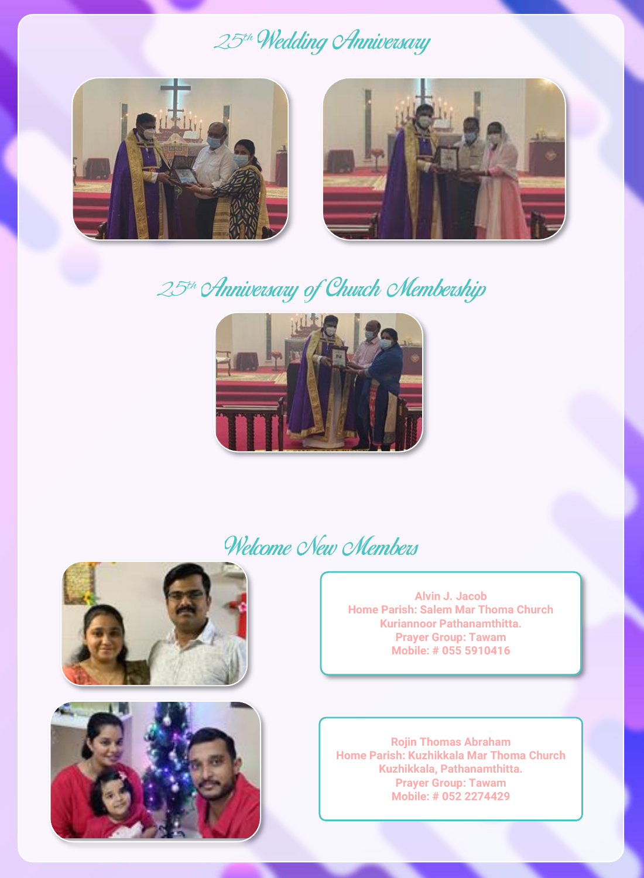## 25th Wedding Anniversary

## 25th Anniversary of Church Membership

## Welcome New Members

**Alvin J. Jacob**
**Home Parish: Salem Mar Thoma Church**
**Kuriannoor Pathanamthitta.**
**Prayer Group: Tawam**
**Mobile: # 055 5910416**

**Rojin Thomas Abraham**
**Home Parish: Kuzhikkala Mar Thoma Church**
**Kuzhikkala, Pathanamthitta.**
**Prayer Group: Tawam**
**Mobile: # 052 2274429**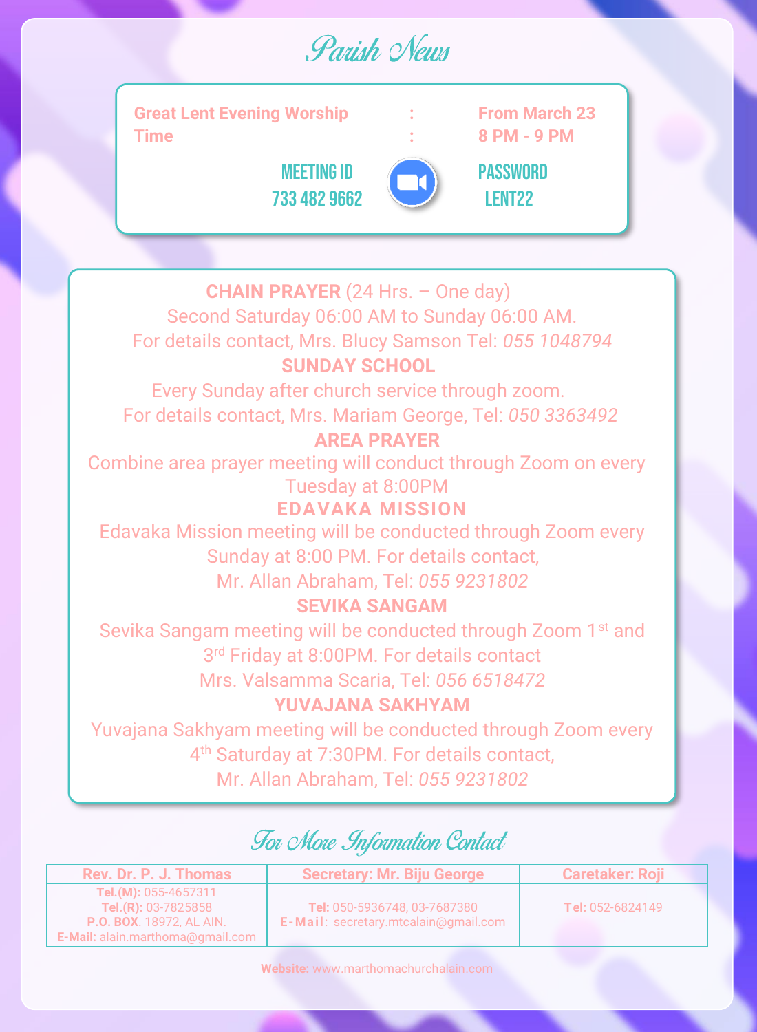# Parish News

| | | |
|---|---|---|
| **Great Lent Evening Worship** | : | **From March 23** |
| **Time** | : | **8 PM - 9 PM** |

**MEETING ID**
**733 482 9662**

**PASSWORD**
**LENT22**

**CHAIN PRAYER** (24 Hrs. – One day)
Second Saturday 06:00 AM to Sunday 06:00 AM.
For details contact, Mrs. Blucy Samson Tel: *055 1048794*

**SUNDAY SCHOOL**
Every Sunday after church service through zoom.
For details contact, Mrs. Mariam George, Tel: *050 3363492*

**AREA PRAYER**
Combine area prayer meeting will conduct through Zoom on every Tuesday at 8:00PM

**EDAVAKA MISSION**
Edavaka Mission meeting will be conducted through Zoom every Sunday at 8:00 PM. For details contact,
Mr. Allan Abraham, Tel: *055 9231802*

**SEVIKA SANGAM**
Sevika Sangam meeting will be conducted through Zoom 1st and 3rd Friday at 8:00PM. For details contact
Mrs. Valsamma Scaria, Tel: *056 6518472*

**YUVAJANA SAKHYAM**
Yuvajana Sakhyam meeting will be conducted through Zoom every 4th Saturday at 7:30PM. For details contact,
Mr. Allan Abraham, Tel: *055 9231802*

## For More Information Contact

| Rev. Dr. P. J. Thomas | Secretary: Mr. Biju George | Caretaker: Roji |
|---|---|---|
| **Tel.(M):** 055-4657311<br>**Tel.(R):** 03-7825858<br>**P.O. BOX**. 18972, AL AIN.<br>**E-Mail:** alain.marthoma@gmail.com | **Tel:** 050-5936748, 03-7687380<br>**E-Mail**: secretary.mtcalain@gmail.com | **Tel:** 052-6824149 |

**Website:** www.marthomachurchalain.com